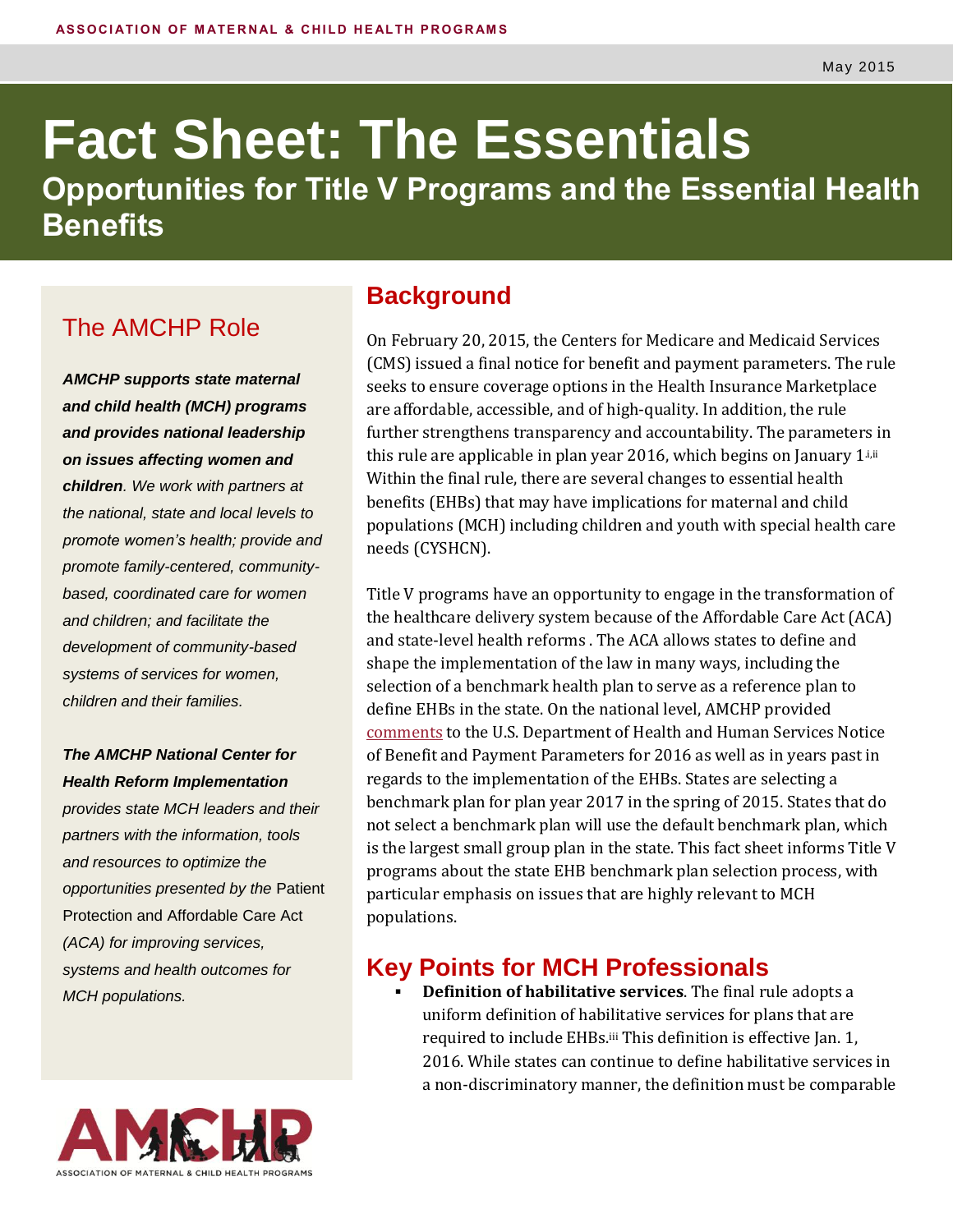ASSOCIATION OF MATERNAL & CHILD HEALTH PROGRAMS

May 2015

# Fact Sheet: The Essentials

## Opportunities for Title V Programs and the Essential Health Benefits

### The AMCHP Role

***AMCHP supports state maternal and child health (MCH) programs and provides national leadership on issues affecting women and children****. We work with partners at the national, state and local levels to promote women's health; provide and promote family-centered, community-based, coordinated care for women and children; and facilitate the development of community-based systems of services for women, children and their families.*

***The AMCHP National Center for Health Reform Implementation*** *provides state MCH leaders and their partners with the information, tools and resources to optimize the opportunities presented by the* Patient Protection and Affordable Care Act *(ACA) for improving services, systems and health outcomes for MCH populations.*

## Background

On February 20, 2015, the Centers for Medicare and Medicaid Services (CMS) issued a final notice for benefit and payment parameters. The rule seeks to ensure coverage options in the Health Insurance Marketplace are affordable, accessible, and of high-quality. In addition, the rule further strengthens transparency and accountability. The parameters in this rule are applicable in plan year 2016, which begins on January 1.[i,ii] Within the final rule, there are several changes to essential health benefits (EHBs) that may have implications for maternal and child populations (MCH) including children and youth with special health care needs (CYSHCN).

Title V programs have an opportunity to engage in the transformation of the healthcare delivery system because of the Affordable Care Act (ACA) and state-level health reforms . The ACA allows states to define and shape the implementation of the law in many ways, including the selection of a benchmark health plan to serve as a reference plan to define EHBs in the state. On the national level, AMCHP provided comments to the U.S. Department of Health and Human Services Notice of Benefit and Payment Parameters for 2016 as well as in years past in regards to the implementation of the EHBs. States are selecting a benchmark plan for plan year 2017 in the spring of 2015. States that do not select a benchmark plan will use the default benchmark plan, which is the largest small group plan in the state. This fact sheet informs Title V programs about the state EHB benchmark plan selection process, with particular emphasis on issues that are highly relevant to MCH populations.

## Key Points for MCH Professionals

- **Definition of habilitative services**. The final rule adopts a uniform definition of habilitative services for plans that are required to include EHBs.[iii] This definition is effective Jan. 1, 2016. While states can continue to define habilitative services in a non-discriminatory manner, the definition must be comparable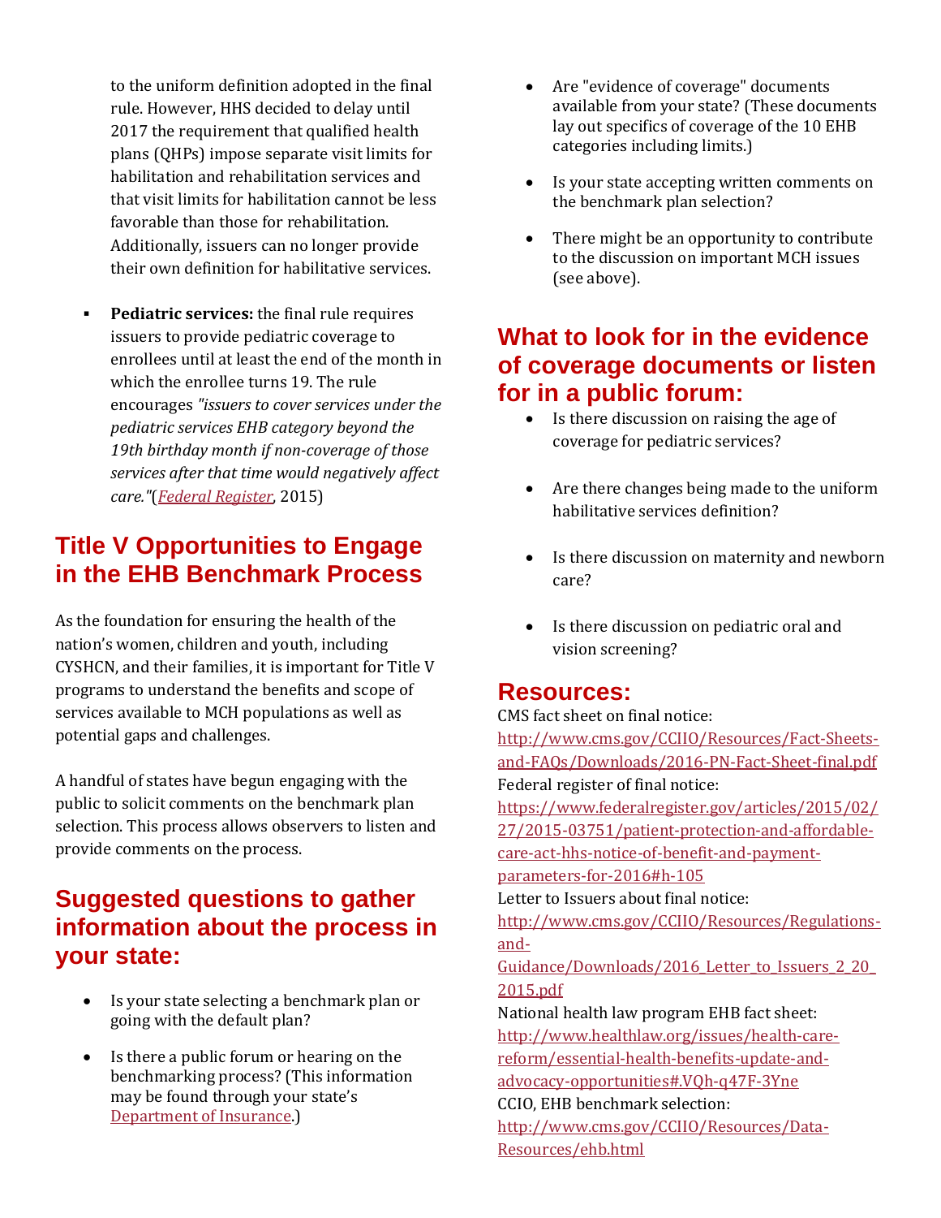to the uniform definition adopted in the final rule. However, HHS decided to delay until 2017 the requirement that qualified health plans (QHPs) impose separate visit limits for habilitation and rehabilitation services and that visit limits for habilitation cannot be less favorable than those for rehabilitation. Additionally, issuers can no longer provide their own definition for habilitative services.

- **Pediatric services:** the final rule requires issuers to provide pediatric coverage to enrollees until at least the end of the month in which the enrollee turns 19. The rule encourages *"issuers to cover services under the pediatric services EHB category beyond the 19th birthday month if non-coverage of those services after that time would negatively affect care."*([Federal Register](), 2015)

## Title V Opportunities to Engage in the EHB Benchmark Process

As the foundation for ensuring the health of the nation's women, children and youth, including CYSHCN, and their families, it is important for Title V programs to understand the benefits and scope of services available to MCH populations as well as potential gaps and challenges.

A handful of states have begun engaging with the public to solicit comments on the benchmark plan selection. This process allows observers to listen and provide comments on the process.

## Suggested questions to gather information about the process in your state:

- Is your state selecting a benchmark plan or going with the default plan?
- Is there a public forum or hearing on the benchmarking process? (This information may be found through your state's [Department of Insurance]().)
- Are "evidence of coverage" documents available from your state? (These documents lay out specifics of coverage of the 10 EHB categories including limits.)
- Is your state accepting written comments on the benchmark plan selection?
- There might be an opportunity to contribute to the discussion on important MCH issues (see above).

## What to look for in the evidence of coverage documents or listen for in a public forum:

- Is there discussion on raising the age of coverage for pediatric services?
- Are there changes being made to the uniform habilitative services definition?
- Is there discussion on maternity and newborn care?
- Is there discussion on pediatric oral and vision screening?

## Resources:

CMS fact sheet on final notice:
http://www.cms.gov/CCIIO/Resources/Fact-Sheets-and-FAQs/Downloads/2016-PN-Fact-Sheet-final.pdf
Federal register of final notice:
https://www.federalregister.gov/articles/2015/02/27/2015-03751/patient-protection-and-affordable-care-act-hhs-notice-of-benefit-and-payment-parameters-for-2016#h-105
Letter to Issuers about final notice:
http://www.cms.gov/CCIIO/Resources/Regulations-and-Guidance/Downloads/2016_Letter_to_Issuers_2_20_2015.pdf
National health law program EHB fact sheet:
http://www.healthlaw.org/issues/health-care-reform/essential-health-benefits-update-and-advocacy-opportunities#.VQh-q47F-3Yne
CCIO, EHB benchmark selection:
http://www.cms.gov/CCIIO/Resources/Data-Resources/ehb.html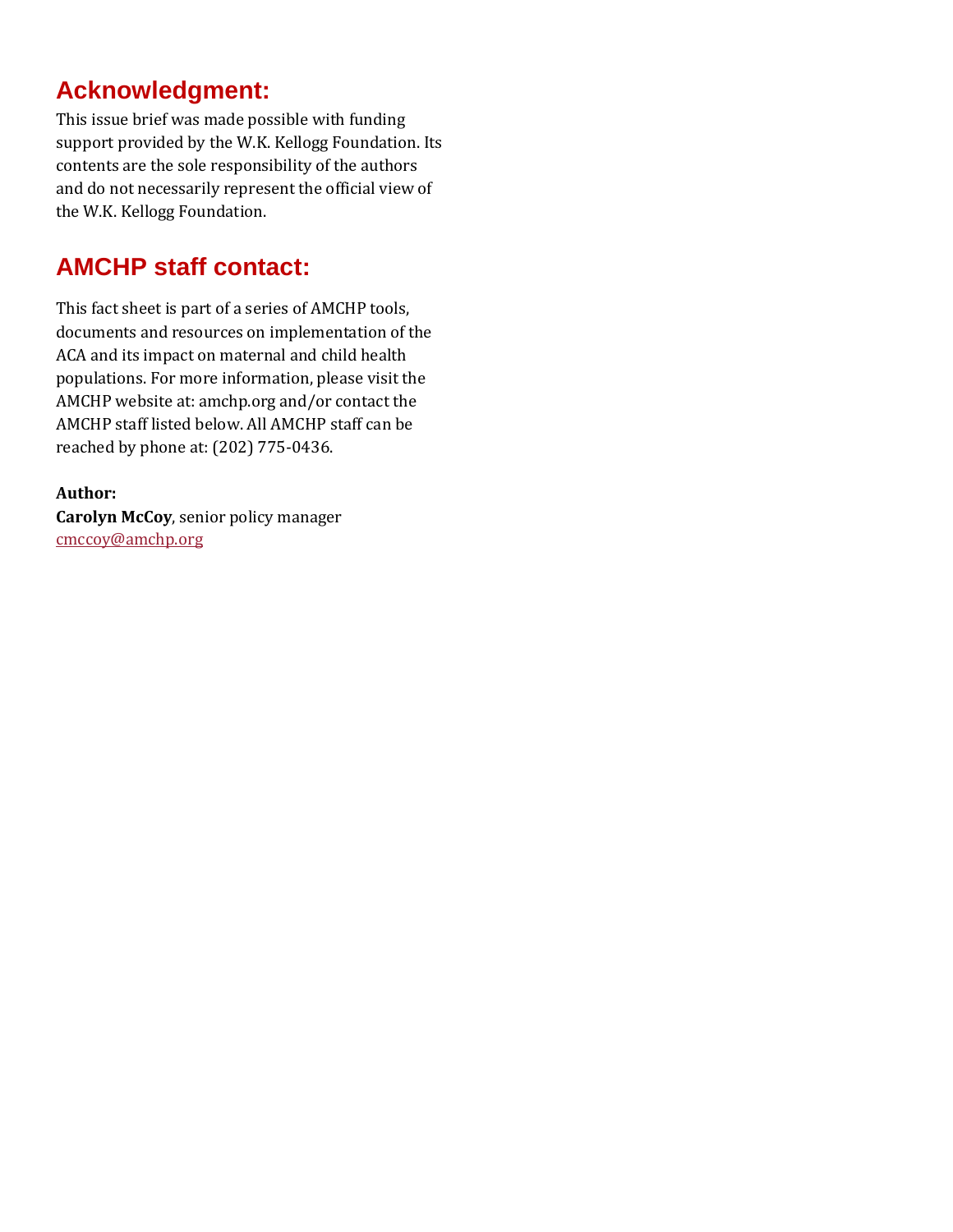## Acknowledgment:

This issue brief was made possible with funding support provided by the W.K. Kellogg Foundation. Its contents are the sole responsibility of the authors and do not necessarily represent the official view of the W.K. Kellogg Foundation.

## AMCHP staff contact:

This fact sheet is part of a series of AMCHP tools, documents and resources on implementation of the ACA and its impact on maternal and child health populations. For more information, please visit the AMCHP website at: amchp.org and/or contact the AMCHP staff listed below. All AMCHP staff can be reached by phone at: (202) 775-0436.

**Author:**
**Carolyn McCoy**, senior policy manager
cmccoy@amchp.org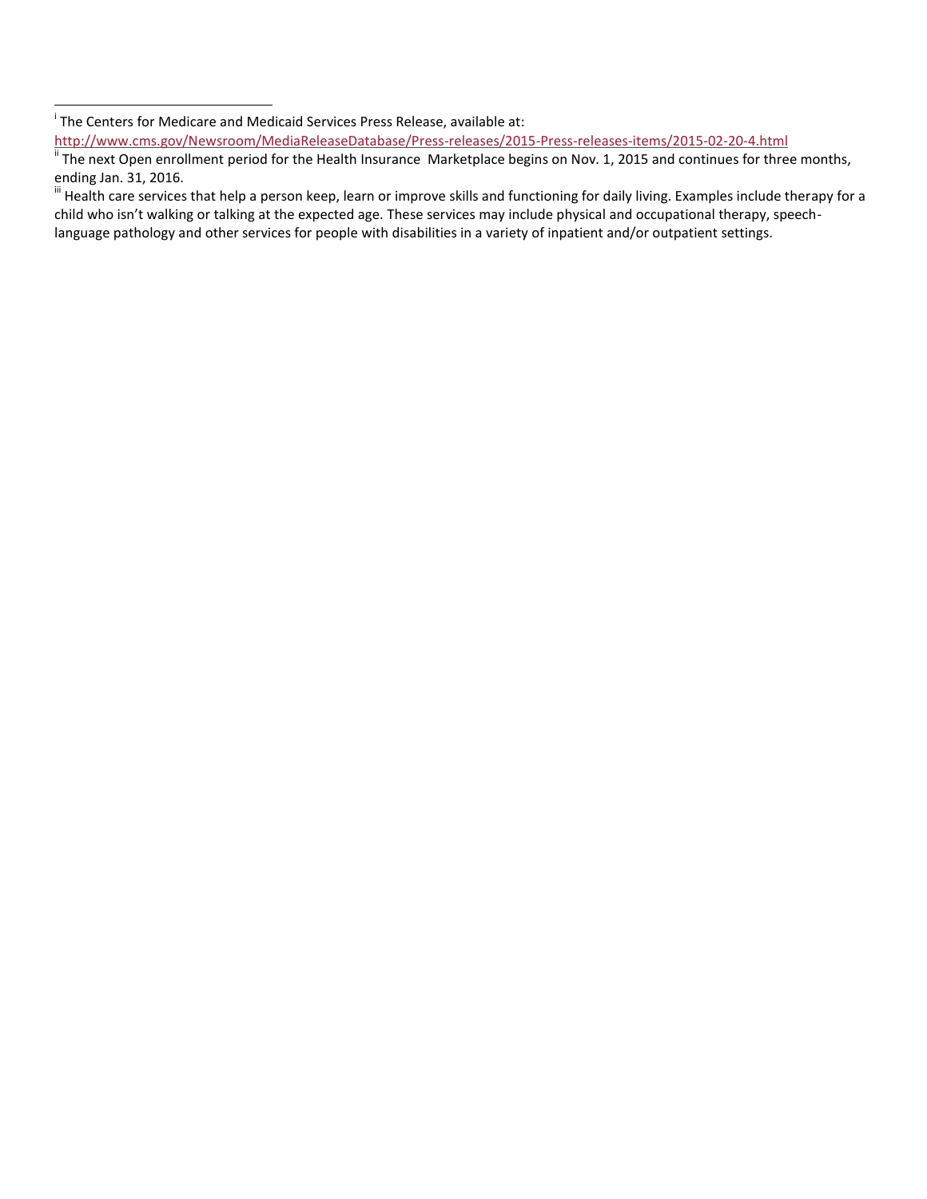---

[i] The Centers for Medicare and Medicaid Services Press Release, available at: http://www.cms.gov/Newsroom/MediaReleaseDatabase/Press-releases/2015-Press-releases-items/2015-02-20-4.html

[ii] The next Open enrollment period for the Health Insurance Marketplace begins on Nov. 1, 2015 and continues for three months, ending Jan. 31, 2016.

[iii] Health care services that help a person keep, learn or improve skills and functioning for daily living. Examples include therapy for a child who isn't walking or talking at the expected age. These services may include physical and occupational therapy, speech-language pathology and other services for people with disabilities in a variety of inpatient and/or outpatient settings.